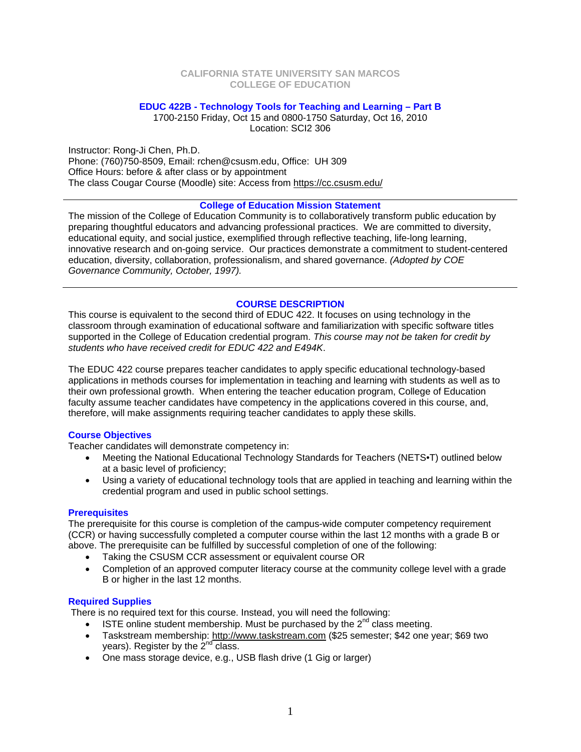**CALIFORNIA STATE UNIVERSITY SAN MARCOS**
**COLLEGE OF EDUCATION**

# EDUC 422B - Technology Tools for Teaching and Learning – Part B

1700-2150 Friday, Oct 15 and 0800-1750 Saturday, Oct 16, 2010
Location: SCI2 306

Instructor: Rong-Ji Chen, Ph.D.
Phone: (760)750-8509, Email: rchen@csusm.edu, Office: UH 309
Office Hours: before & after class or by appointment
The class Cougar Course (Moodle) site: Access from https://cc.csusm.edu/

---

## College of Education Mission Statement

The mission of the College of Education Community is to collaboratively transform public education by preparing thoughtful educators and advancing professional practices. We are committed to diversity, educational equity, and social justice, exemplified through reflective teaching, life-long learning, innovative research and on-going service. Our practices demonstrate a commitment to student-centered education, diversity, collaboration, professionalism, and shared governance. *(Adopted by COE Governance Community, October, 1997).*

---

## COURSE DESCRIPTION

This course is equivalent to the second third of EDUC 422. It focuses on using technology in the classroom through examination of educational software and familiarization with specific software titles supported in the College of Education credential program. *This course may not be taken for credit by students who have received credit for EDUC 422 and E494K*.

The EDUC 422 course prepares teacher candidates to apply specific educational technology-based applications in methods courses for implementation in teaching and learning with students as well as to their own professional growth. When entering the teacher education program, College of Education faculty assume teacher candidates have competency in the applications covered in this course, and, therefore, will make assignments requiring teacher candidates to apply these skills.

### Course Objectives

Teacher candidates will demonstrate competency in:

- Meeting the National Educational Technology Standards for Teachers (NETS•T) outlined below at a basic level of proficiency;
- Using a variety of educational technology tools that are applied in teaching and learning within the credential program and used in public school settings.

### Prerequisites

The prerequisite for this course is completion of the campus-wide computer competency requirement (CCR) or having successfully completed a computer course within the last 12 months with a grade B or above. The prerequisite can be fulfilled by successful completion of one of the following:

- Taking the CSUSM CCR assessment or equivalent course OR
- Completion of an approved computer literacy course at the community college level with a grade B or higher in the last 12 months.

### Required Supplies

There is no required text for this course. Instead, you will need the following:

- ISTE online student membership. Must be purchased by the 2nd class meeting.
- Taskstream membership: http://www.taskstream.com ($25 semester; $42 one year; $69 two years). Register by the 2nd class.
- One mass storage device, e.g., USB flash drive (1 Gig or larger)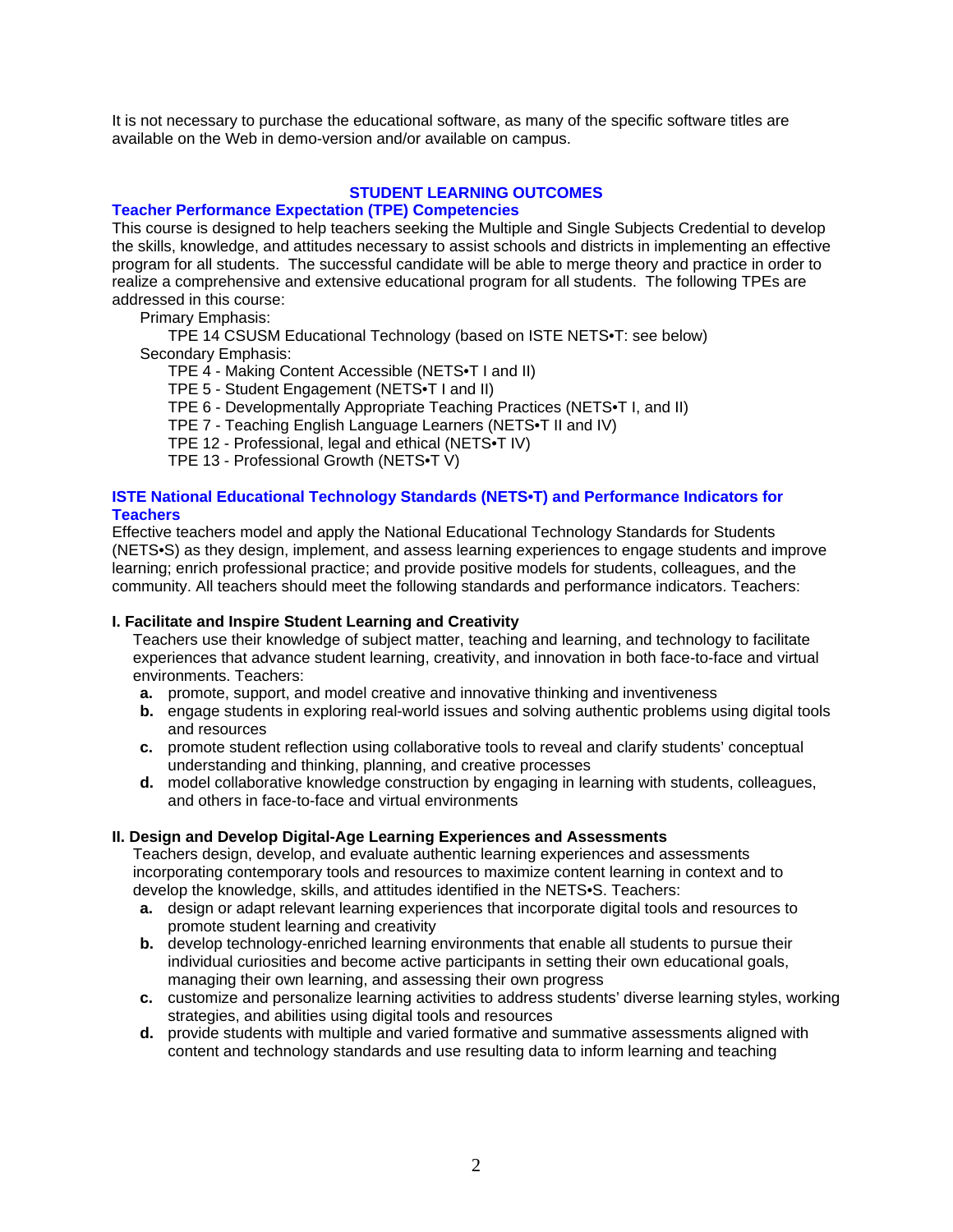It is not necessary to purchase the educational software, as many of the specific software titles are available on the Web in demo-version and/or available on campus.

## STUDENT LEARNING OUTCOMES

### Teacher Performance Expectation (TPE) Competencies

This course is designed to help teachers seeking the Multiple and Single Subjects Credential to develop the skills, knowledge, and attitudes necessary to assist schools and districts in implementing an effective program for all students. The successful candidate will be able to merge theory and practice in order to realize a comprehensive and extensive educational program for all students. The following TPEs are addressed in this course:

Primary Emphasis:

- TPE 14 CSUSM Educational Technology (based on ISTE NETS•T: see below)

Secondary Emphasis:

- TPE 4 - Making Content Accessible (NETS•T I and II)
- TPE 5 - Student Engagement (NETS•T I and II)
- TPE 6 - Developmentally Appropriate Teaching Practices (NETS•T I, and II)
- TPE 7 - Teaching English Language Learners (NETS•T II and IV)
- TPE 12 - Professional, legal and ethical (NETS•T IV)
- TPE 13 - Professional Growth (NETS•T V)

### ISTE National Educational Technology Standards (NETS•T) and Performance Indicators for Teachers

Effective teachers model and apply the National Educational Technology Standards for Students (NETS•S) as they design, implement, and assess learning experiences to engage students and improve learning; enrich professional practice; and provide positive models for students, colleagues, and the community. All teachers should meet the following standards and performance indicators. Teachers:

**I. Facilitate and Inspire Student Learning and Creativity**

Teachers use their knowledge of subject matter, teaching and learning, and technology to facilitate experiences that advance student learning, creativity, and innovation in both face-to-face and virtual environments. Teachers:

- **a.** promote, support, and model creative and innovative thinking and inventiveness
- **b.** engage students in exploring real-world issues and solving authentic problems using digital tools and resources
- **c.** promote student reflection using collaborative tools to reveal and clarify students' conceptual understanding and thinking, planning, and creative processes
- **d.** model collaborative knowledge construction by engaging in learning with students, colleagues, and others in face-to-face and virtual environments

**II. Design and Develop Digital-Age Learning Experiences and Assessments**

Teachers design, develop, and evaluate authentic learning experiences and assessments incorporating contemporary tools and resources to maximize content learning in context and to develop the knowledge, skills, and attitudes identified in the NETS•S. Teachers:

- **a.** design or adapt relevant learning experiences that incorporate digital tools and resources to promote student learning and creativity
- **b.** develop technology-enriched learning environments that enable all students to pursue their individual curiosities and become active participants in setting their own educational goals, managing their own learning, and assessing their own progress
- **c.** customize and personalize learning activities to address students' diverse learning styles, working strategies, and abilities using digital tools and resources
- **d.** provide students with multiple and varied formative and summative assessments aligned with content and technology standards and use resulting data to inform learning and teaching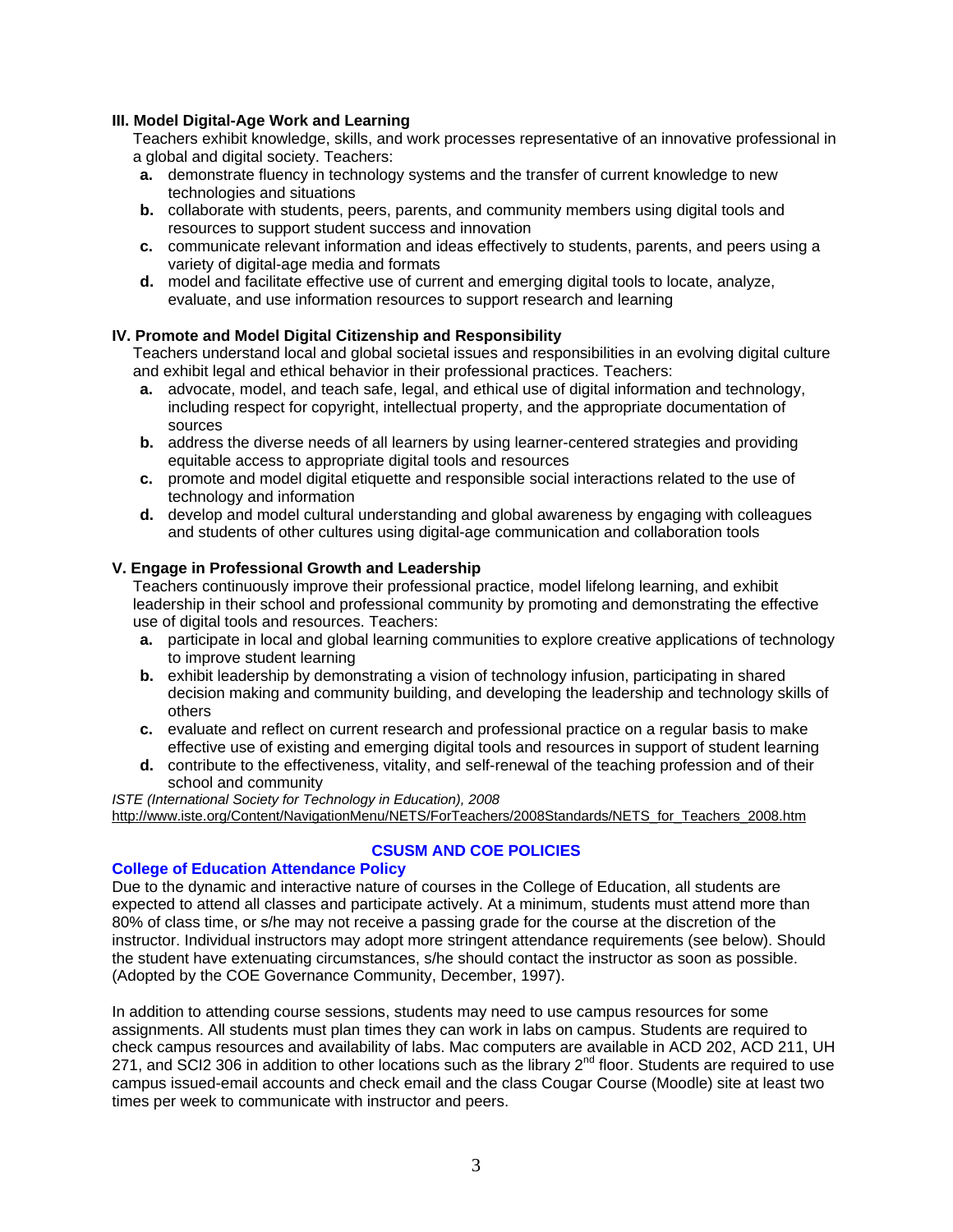### III. Model Digital-Age Work and Learning

Teachers exhibit knowledge, skills, and work processes representative of an innovative professional in a global and digital society. Teachers:

- **a.** demonstrate fluency in technology systems and the transfer of current knowledge to new technologies and situations
- **b.** collaborate with students, peers, parents, and community members using digital tools and resources to support student success and innovation
- **c.** communicate relevant information and ideas effectively to students, parents, and peers using a variety of digital-age media and formats
- **d.** model and facilitate effective use of current and emerging digital tools to locate, analyze, evaluate, and use information resources to support research and learning

### IV. Promote and Model Digital Citizenship and Responsibility

Teachers understand local and global societal issues and responsibilities in an evolving digital culture and exhibit legal and ethical behavior in their professional practices. Teachers:

- **a.** advocate, model, and teach safe, legal, and ethical use of digital information and technology, including respect for copyright, intellectual property, and the appropriate documentation of sources
- **b.** address the diverse needs of all learners by using learner-centered strategies and providing equitable access to appropriate digital tools and resources
- **c.** promote and model digital etiquette and responsible social interactions related to the use of technology and information
- **d.** develop and model cultural understanding and global awareness by engaging with colleagues and students of other cultures using digital-age communication and collaboration tools

### V. Engage in Professional Growth and Leadership

Teachers continuously improve their professional practice, model lifelong learning, and exhibit leadership in their school and professional community by promoting and demonstrating the effective use of digital tools and resources. Teachers:

- **a.** participate in local and global learning communities to explore creative applications of technology to improve student learning
- **b.** exhibit leadership by demonstrating a vision of technology infusion, participating in shared decision making and community building, and developing the leadership and technology skills of others
- **c.** evaluate and reflect on current research and professional practice on a regular basis to make effective use of existing and emerging digital tools and resources in support of student learning
- **d.** contribute to the effectiveness, vitality, and self-renewal of the teaching profession and of their school and community

*ISTE (International Society for Technology in Education), 2008*
http://www.iste.org/Content/NavigationMenu/NETS/ForTeachers/2008Standards/NETS_for_Teachers_2008.htm

## CSUSM AND COE POLICIES

### College of Education Attendance Policy

Due to the dynamic and interactive nature of courses in the College of Education, all students are expected to attend all classes and participate actively. At a minimum, students must attend more than 80% of class time, or s/he may not receive a passing grade for the course at the discretion of the instructor. Individual instructors may adopt more stringent attendance requirements (see below). Should the student have extenuating circumstances, s/he should contact the instructor as soon as possible. (Adopted by the COE Governance Community, December, 1997).

In addition to attending course sessions, students may need to use campus resources for some assignments. All students must plan times they can work in labs on campus. Students are required to check campus resources and availability of labs. Mac computers are available in ACD 202, ACD 211, UH 271, and SCI2 306 in addition to other locations such as the library 2nd floor. Students are required to use campus issued-email accounts and check email and the class Cougar Course (Moodle) site at least two times per week to communicate with instructor and peers.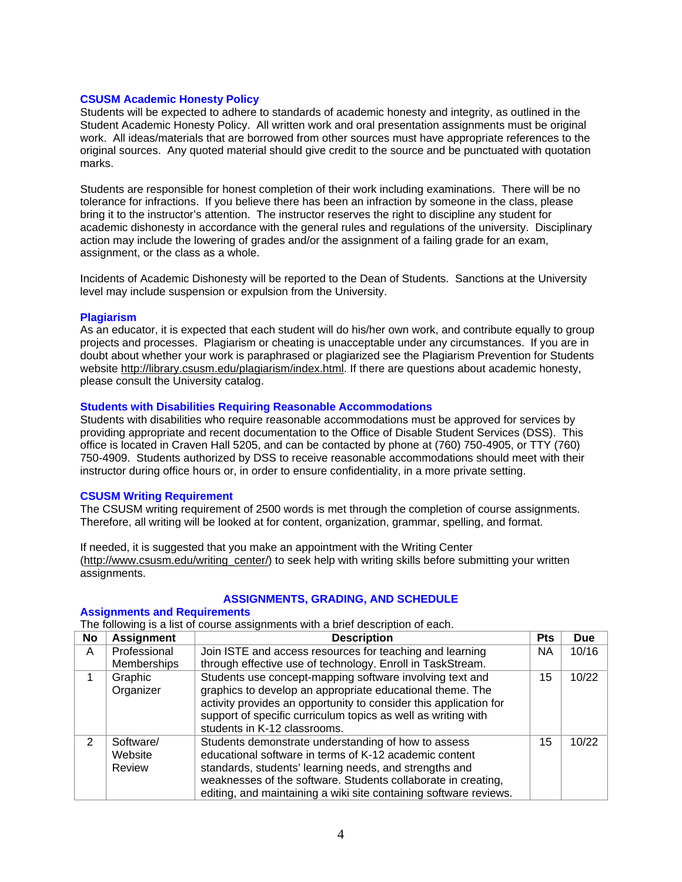### CSUSM Academic Honesty Policy

Students will be expected to adhere to standards of academic honesty and integrity, as outlined in the Student Academic Honesty Policy. All written work and oral presentation assignments must be original work. All ideas/materials that are borrowed from other sources must have appropriate references to the original sources. Any quoted material should give credit to the source and be punctuated with quotation marks.

Students are responsible for honest completion of their work including examinations. There will be no tolerance for infractions. If you believe there has been an infraction by someone in the class, please bring it to the instructor's attention. The instructor reserves the right to discipline any student for academic dishonesty in accordance with the general rules and regulations of the university. Disciplinary action may include the lowering of grades and/or the assignment of a failing grade for an exam, assignment, or the class as a whole.

Incidents of Academic Dishonesty will be reported to the Dean of Students. Sanctions at the University level may include suspension or expulsion from the University.

### Plagiarism

As an educator, it is expected that each student will do his/her own work, and contribute equally to group projects and processes. Plagiarism or cheating is unacceptable under any circumstances. If you are in doubt about whether your work is paraphrased or plagiarized see the Plagiarism Prevention for Students website http://library.csusm.edu/plagiarism/index.html. If there are questions about academic honesty, please consult the University catalog.

### Students with Disabilities Requiring Reasonable Accommodations

Students with disabilities who require reasonable accommodations must be approved for services by providing appropriate and recent documentation to the Office of Disable Student Services (DSS). This office is located in Craven Hall 5205, and can be contacted by phone at (760) 750-4905, or TTY (760) 750-4909. Students authorized by DSS to receive reasonable accommodations should meet with their instructor during office hours or, in order to ensure confidentiality, in a more private setting.

### CSUSM Writing Requirement

The CSUSM writing requirement of 2500 words is met through the completion of course assignments. Therefore, all writing will be looked at for content, organization, grammar, spelling, and format.

If needed, it is suggested that you make an appointment with the Writing Center (http://www.csusm.edu/writing_center/) to seek help with writing skills before submitting your written assignments.

## ASSIGNMENTS, GRADING, AND SCHEDULE

### Assignments and Requirements

The following is a list of course assignments with a brief description of each.

| No | Assignment | Description | Pts | Due |
|---|---|---|---|---|
| A | Professional Memberships | Join ISTE and access resources for teaching and learning through effective use of technology. Enroll in TaskStream. | NA | 10/16 |
| 1 | Graphic Organizer | Students use concept-mapping software involving text and graphics to develop an appropriate educational theme. The activity provides an opportunity to consider this application for support of specific curriculum topics as well as writing with students in K-12 classrooms. | 15 | 10/22 |
| 2 | Software/ Website Review | Students demonstrate understanding of how to assess educational software in terms of K-12 academic content standards, students' learning needs, and strengths and weaknesses of the software. Students collaborate in creating, editing, and maintaining a wiki site containing software reviews. | 15 | 10/22 |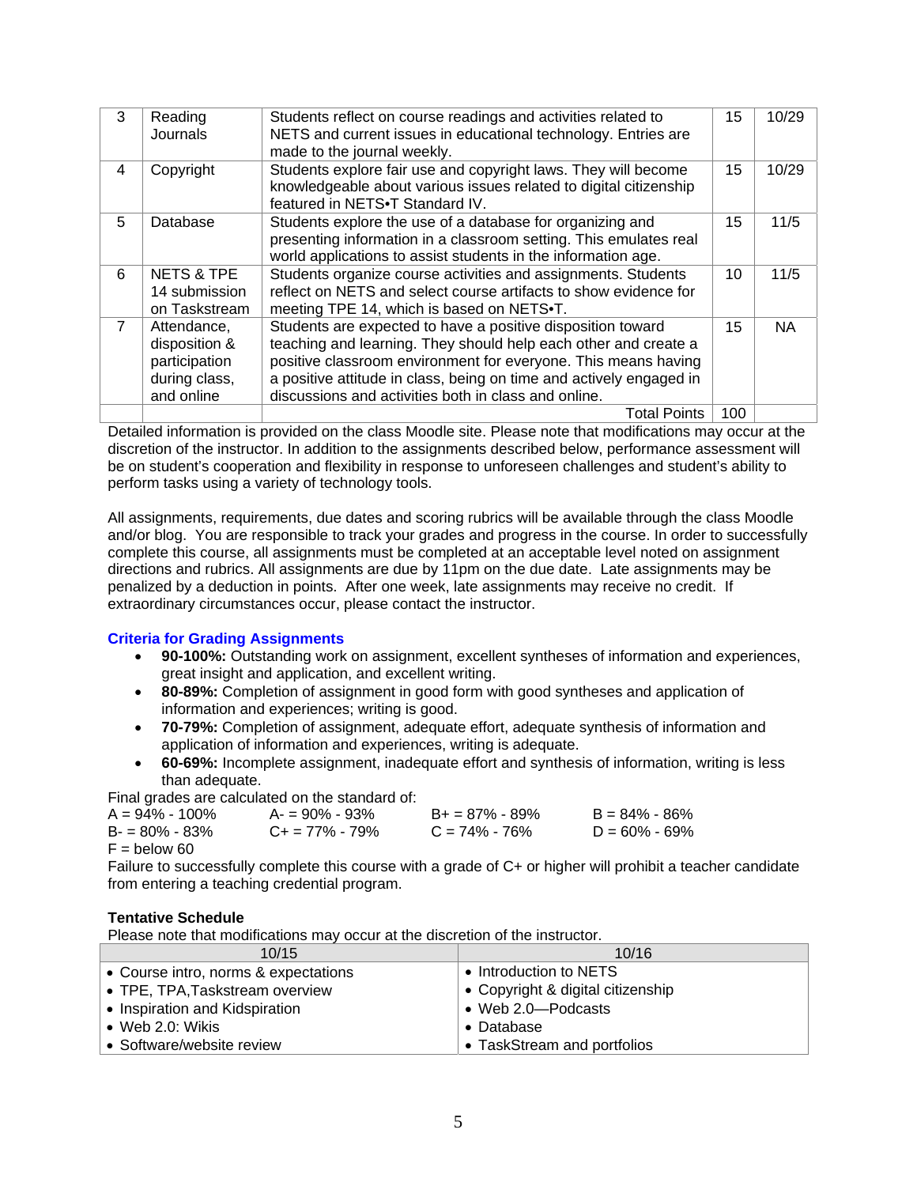| | | | | |
|---|---|---|---|---|
| 3 | Reading Journals | Students reflect on course readings and activities related to NETS and current issues in educational technology. Entries are made to the journal weekly. | 15 | 10/29 |
| 4 | Copyright | Students explore fair use and copyright laws. They will become knowledgeable about various issues related to digital citizenship featured in NETS•T Standard IV. | 15 | 10/29 |
| 5 | Database | Students explore the use of a database for organizing and presenting information in a classroom setting. This emulates real world applications to assist students in the information age. | 15 | 11/5 |
| 6 | NETS & TPE 14 submission on Taskstream | Students organize course activities and assignments. Students reflect on NETS and select course artifacts to show evidence for meeting TPE 14, which is based on NETS•T. | 10 | 11/5 |
| 7 | Attendance, disposition & participation during class, and online | Students are expected to have a positive disposition toward teaching and learning. They should help each other and create a positive classroom environment for everyone. This means having a positive attitude in class, being on time and actively engaged in discussions and activities both in class and online. | 15 | NA |
| | | Total Points | 100 | |

Detailed information is provided on the class Moodle site. Please note that modifications may occur at the discretion of the instructor. In addition to the assignments described below, performance assessment will be on student's cooperation and flexibility in response to unforeseen challenges and student's ability to perform tasks using a variety of technology tools.

All assignments, requirements, due dates and scoring rubrics will be available through the class Moodle and/or blog. You are responsible to track your grades and progress in the course. In order to successfully complete this course, all assignments must be completed at an acceptable level noted on assignment directions and rubrics. All assignments are due by 11pm on the due date. Late assignments may be penalized by a deduction in points. After one week, late assignments may receive no credit. If extraordinary circumstances occur, please contact the instructor.

### Criteria for Grading Assignments

- **90-100%:** Outstanding work on assignment, excellent syntheses of information and experiences, great insight and application, and excellent writing.
- **80-89%:** Completion of assignment in good form with good syntheses and application of information and experiences; writing is good.
- **70-79%:** Completion of assignment, adequate effort, adequate synthesis of information and application of information and experiences, writing is adequate.
- **60-69%:** Incomplete assignment, inadequate effort and synthesis of information, writing is less than adequate.

Final grades are calculated on the standard of:

| | | | |
|---|---|---|---|
| A = 94% - 100% | A- = 90% - 93% | B+ = 87% - 89% | B = 84% - 86% |
| B- = 80% - 83% | C+ = 77% - 79% | C = 74% - 76% | D = 60% - 69% |
| F = below 60 | | | |

Failure to successfully complete this course with a grade of C+ or higher will prohibit a teacher candidate from entering a teaching credential program.

**Tentative Schedule**

Please note that modifications may occur at the discretion of the instructor.

| 10/15 | 10/16 |
|---|---|
| • Course intro, norms & expectations<br>• TPE, TPA,Taskstream overview<br>• Inspiration and Kidspiration<br>• Web 2.0: Wikis<br>• Software/website review | • Introduction to NETS<br>• Copyright & digital citizenship<br>• Web 2.0—Podcasts<br>• Database<br>• TaskStream and portfolios |